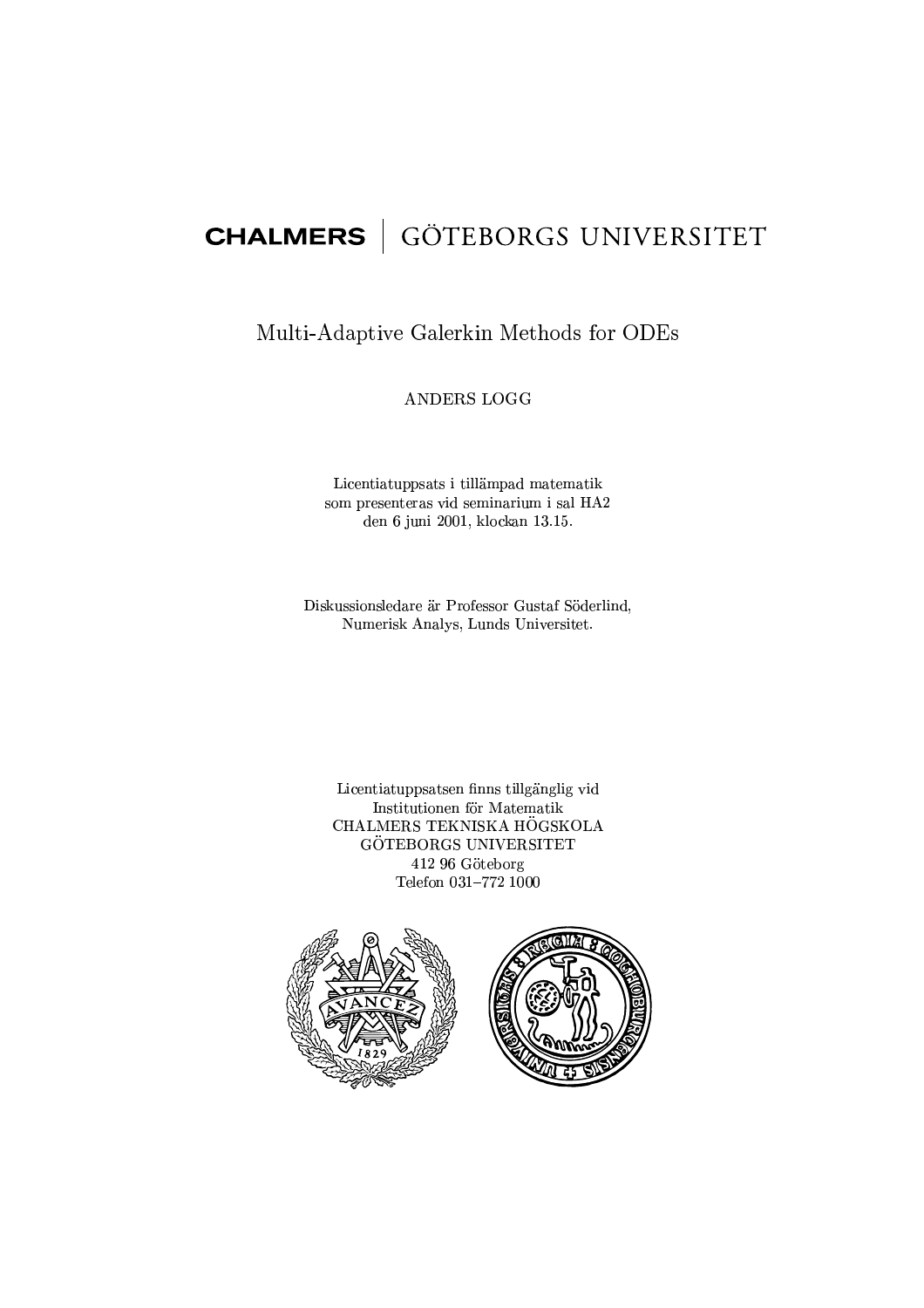CHALMERS | GÖTEBORGS UNIVERSITET

# Multi-Adaptive Galerkin Methods for ODEs

ANDERS LOGG

Licentiatuppsats i tillämpad matematik
som presenteras vid seminarium i sal HA2
den 6 juni 2001, klockan 13.15.

Diskussionsledare är Professor Gustaf Söderlind,
Numerisk Analys, Lunds Universitet.

Licentiatuppsatsen finns tillgänglig vid
Institutionen för Matematik
CHALMERS TEKNISKA HÖGSKOLA
GÖTEBORGS UNIVERSITET
412 96 Göteborg
Telefon 031–772 1000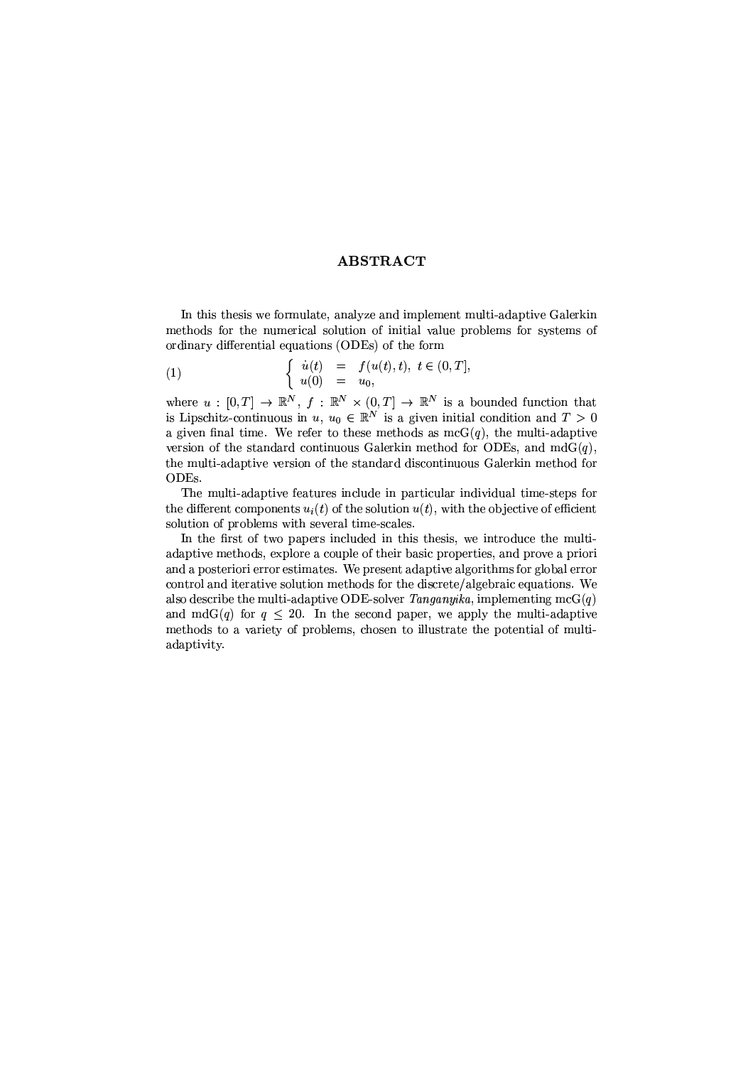# ABSTRACT

In this thesis we formulate, analyze and implement multi-adaptive Galerkin methods for the numerical solution of initial value problems for systems of ordinary differential equations (ODEs) of the form

$$
\left\{ \begin{array}{rcl} \dot{u}(t) & = & f(u(t), t), \; t \in (0, T], \\ u(0) & = & u_0, \end{array} \right. \tag{1}
$$

where $u : [0, T] \rightarrow \mathbb{R}^N$, $f : \mathbb{R}^N \times (0, T] \rightarrow \mathbb{R}^N$ is a bounded function that is Lipschitz-continuous in $u$, $u_0 \in \mathbb{R}^N$ is a given initial condition and $T > 0$ a given final time. We refer to these methods as mcG($q$), the multi-adaptive version of the standard continuous Galerkin method for ODEs, and mdG($q$), the multi-adaptive version of the standard discontinuous Galerkin method for ODEs.

The multi-adaptive features include in particular individual time-steps for the different components $u_i(t)$ of the solution $u(t)$, with the objective of efficient solution of problems with several time-scales.

In the first of two papers included in this thesis, we introduce the multi-adaptive methods, explore a couple of their basic properties, and prove a priori and a posteriori error estimates. We present adaptive algorithms for global error control and iterative solution methods for the discrete/algebraic equations. We also describe the multi-adaptive ODE-solver *Tanganyika*, implementing mcG($q$) and mdG($q$) for $q \leq 20$. In the second paper, we apply the multi-adaptive methods to a variety of problems, chosen to illustrate the potential of multi-adaptivity.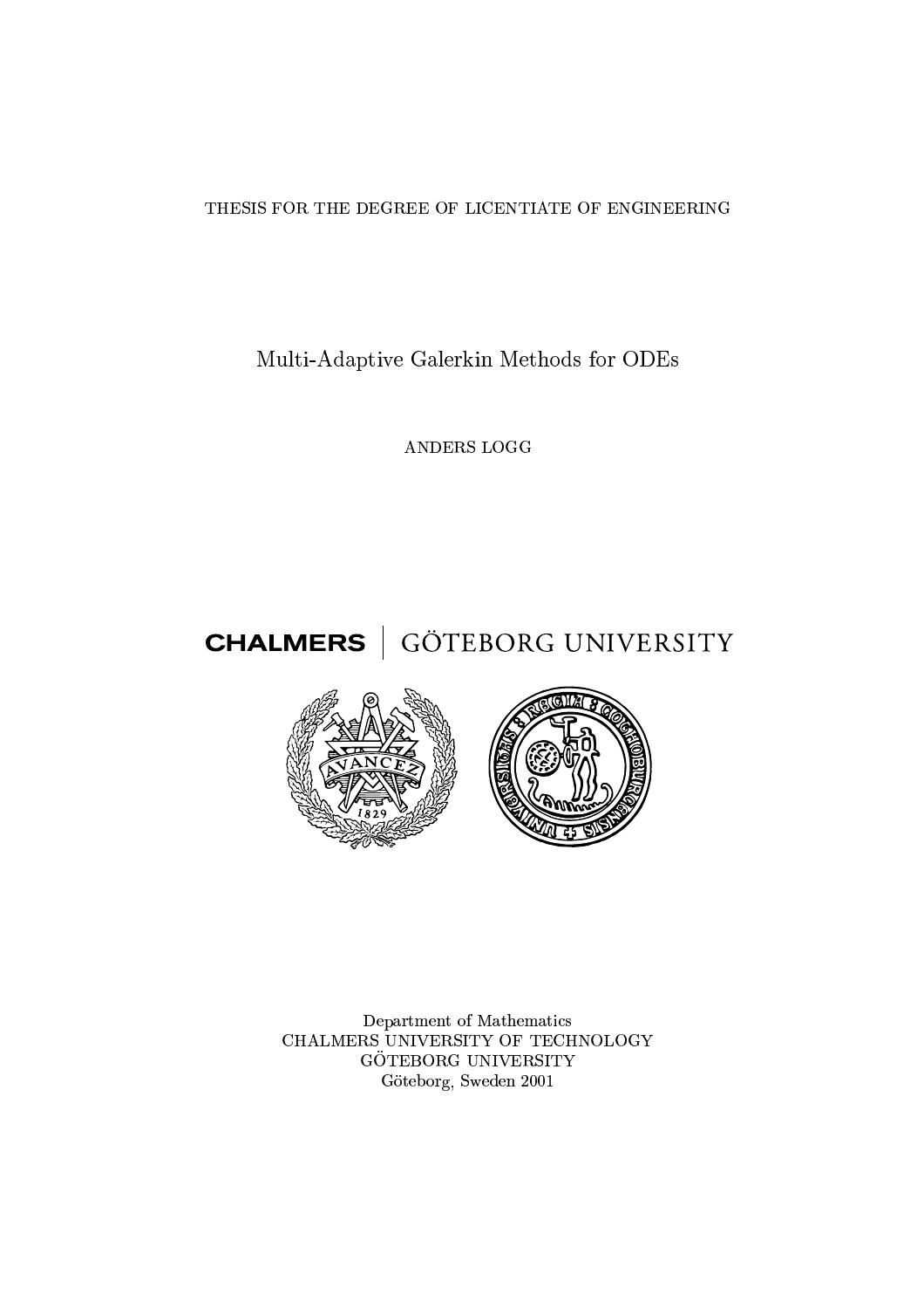THESIS FOR THE DEGREE OF LICENTIATE OF ENGINEERING

# Multi-Adaptive Galerkin Methods for ODEs

ANDERS LOGG

CHALMERS | GÖTEBORG UNIVERSITY

Department of Mathematics
CHALMERS UNIVERSITY OF TECHNOLOGY
GÖTEBORG UNIVERSITY
Göteborg, Sweden 2001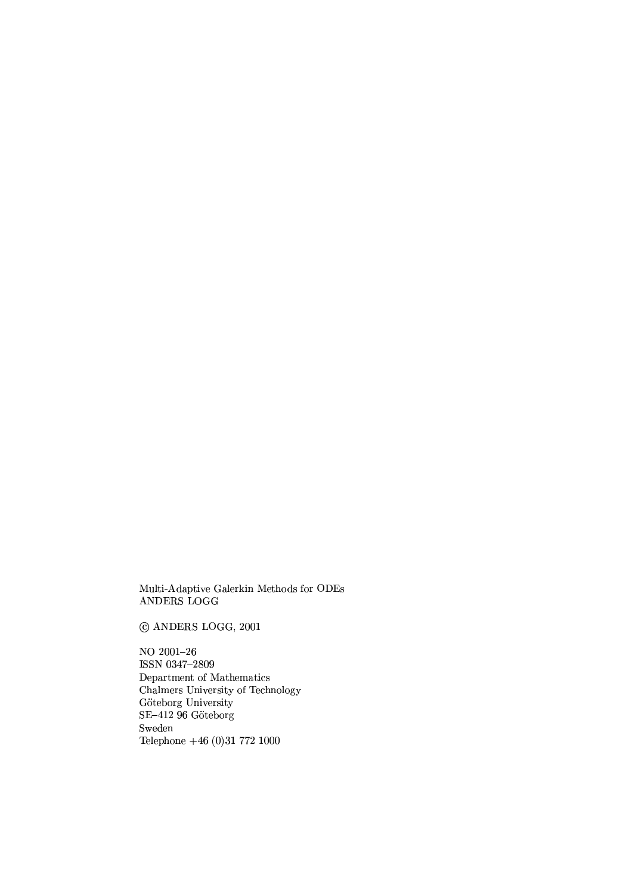Multi-Adaptive Galerkin Methods for ODEs
ANDERS LOGG

© ANDERS LOGG, 2001

NO 2001–26
ISSN 0347–2809
Department of Mathematics
Chalmers University of Technology
Göteborg University
SE–412 96 Göteborg
Sweden
Telephone +46 (0)31 772 1000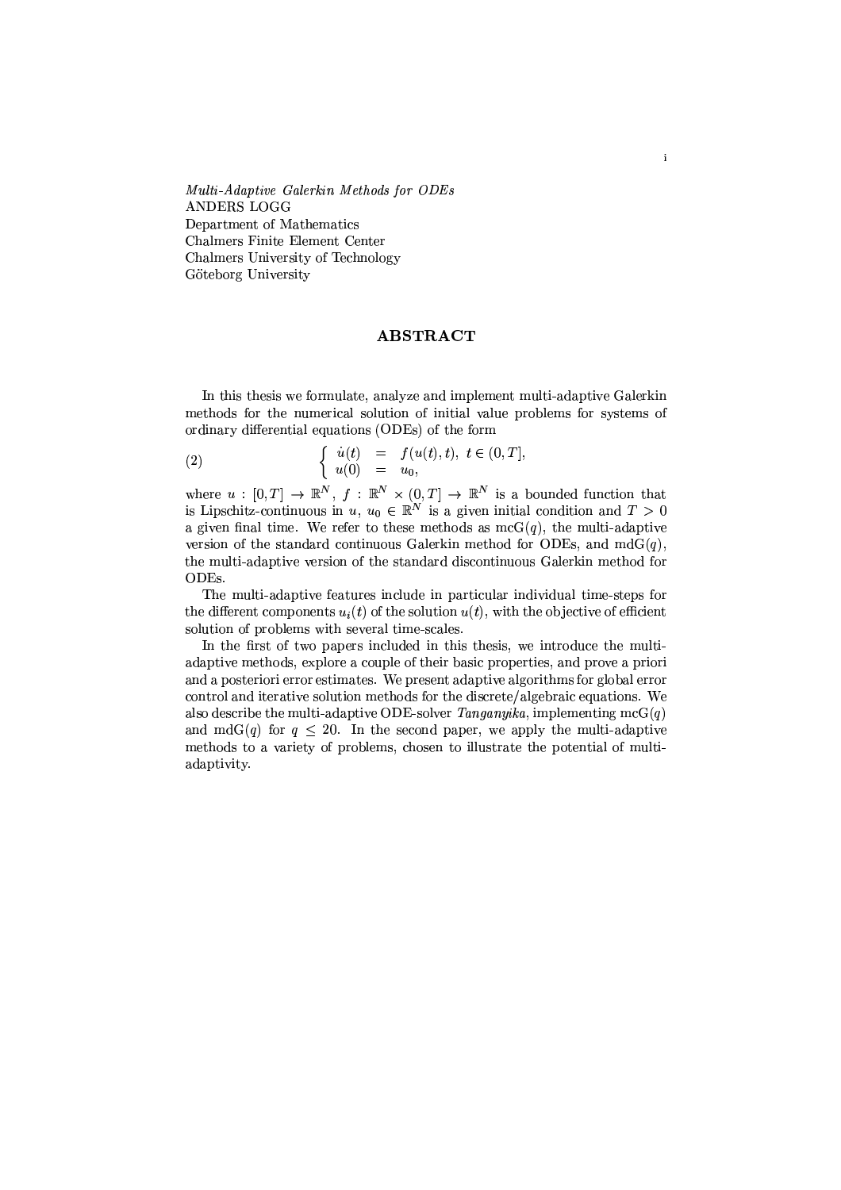*Multi-Adaptive Galerkin Methods for ODEs*
ANDERS LOGG
Department of Mathematics
Chalmers Finite Element Center
Chalmers University of Technology
Göteborg University

## ABSTRACT

In this thesis we formulate, analyze and implement multi-adaptive Galerkin methods for the numerical solution of initial value problems for systems of ordinary differential equations (ODEs) of the form

$$\left\{ \begin{array}{rcl} \dot{u}(t) & = & f(u(t),t), \; t \in (0,T], \\ u(0) & = & u_0, \end{array} \right. \tag{2}$$

where $u : [0,T] \rightarrow \mathbb{R}^N$, $f : \mathbb{R}^N \times (0,T] \rightarrow \mathbb{R}^N$ is a bounded function that is Lipschitz-continuous in $u$, $u_0 \in \mathbb{R}^N$ is a given initial condition and $T > 0$ a given final time. We refer to these methods as mcG($q$), the multi-adaptive version of the standard continuous Galerkin method for ODEs, and mdG($q$), the multi-adaptive version of the standard discontinuous Galerkin method for ODEs.

The multi-adaptive features include in particular individual time-steps for the different components $u_i(t)$ of the solution $u(t)$, with the objective of efficient solution of problems with several time-scales.

In the first of two papers included in this thesis, we introduce the multi-adaptive methods, explore a couple of their basic properties, and prove a priori and a posteriori error estimates. We present adaptive algorithms for global error control and iterative solution methods for the discrete/algebraic equations. We also describe the multi-adaptive ODE-solver *Tanganyika*, implementing mcG($q$) and mdG($q$) for $q \leq 20$. In the second paper, we apply the multi-adaptive methods to a variety of problems, chosen to illustrate the potential of multi-adaptivity.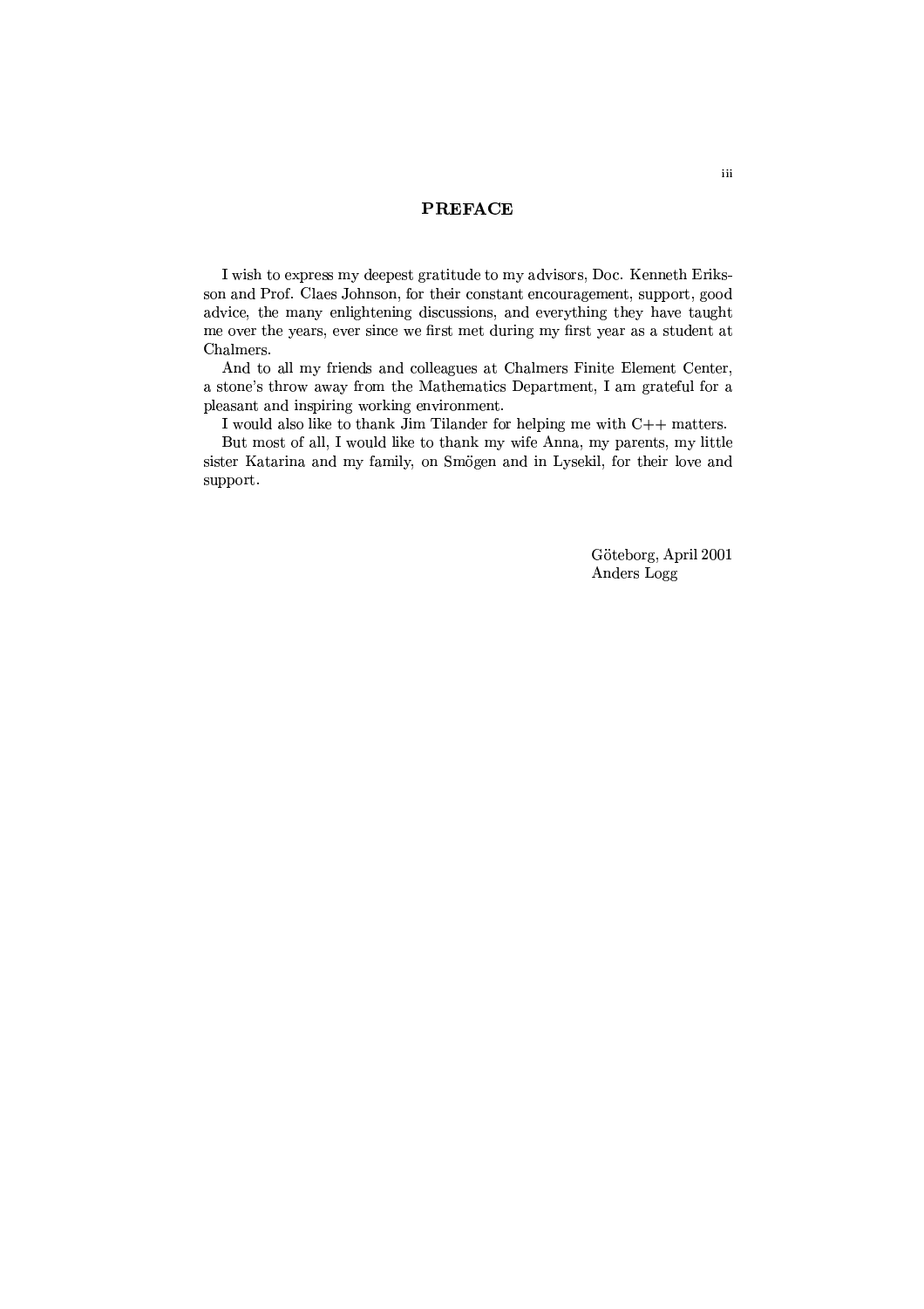# PREFACE

I wish to express my deepest gratitude to my advisors, Doc. Kenneth Eriksson and Prof. Claes Johnson, for their constant encouragement, support, good advice, the many enlightening discussions, and everything they have taught me over the years, ever since we first met during my first year as a student at Chalmers.

And to all my friends and colleagues at Chalmers Finite Element Center, a stone's throw away from the Mathematics Department, I am grateful for a pleasant and inspiring working environment.

I would also like to thank Jim Tilander for helping me with C++ matters.

But most of all, I would like to thank my wife Anna, my parents, my little sister Katarina and my family, on Smögen and in Lysekil, for their love and support.

Göteborg, April 2001
Anders Logg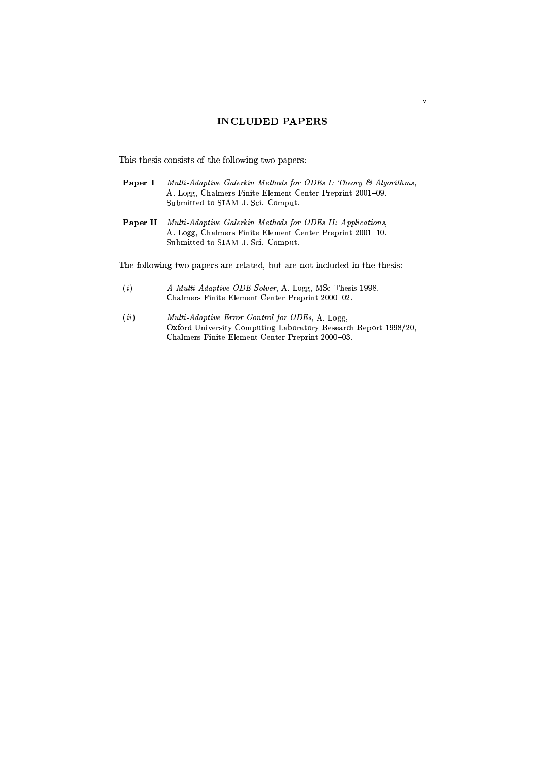## INCLUDED PAPERS

This thesis consists of the following two papers:

**Paper I** *Multi-Adaptive Galerkin Methods for ODEs I: Theory & Algorithms*, A. Logg, Chalmers Finite Element Center Preprint 2001–09. Submitted to SIAM J. Sci. Comput.

**Paper II** *Multi-Adaptive Galerkin Methods for ODEs II: Applications*, A. Logg, Chalmers Finite Element Center Preprint 2001–10. Submitted to SIAM J. Sci. Comput.

The following two papers are related, but are not included in the thesis:

(*i*) *A Multi-Adaptive ODE-Solver*, A. Logg, MSc Thesis 1998, Chalmers Finite Element Center Preprint 2000–02.

(*ii*) *Multi-Adaptive Error Control for ODEs*, A. Logg, Oxford University Computing Laboratory Research Report 1998/20, Chalmers Finite Element Center Preprint 2000–03.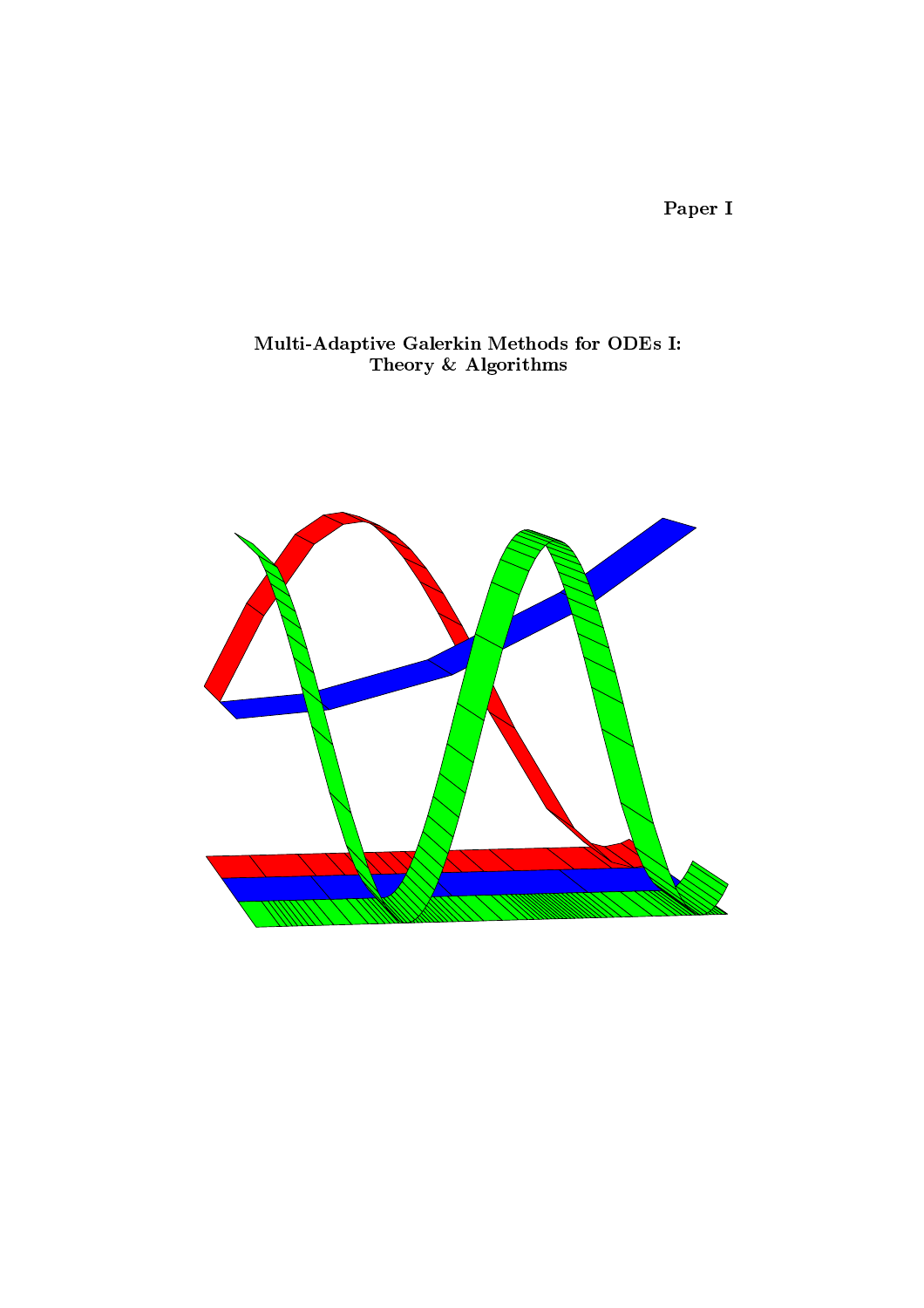**Paper I**

# Multi-Adaptive Galerkin Methods for ODEs I: Theory & Algorithms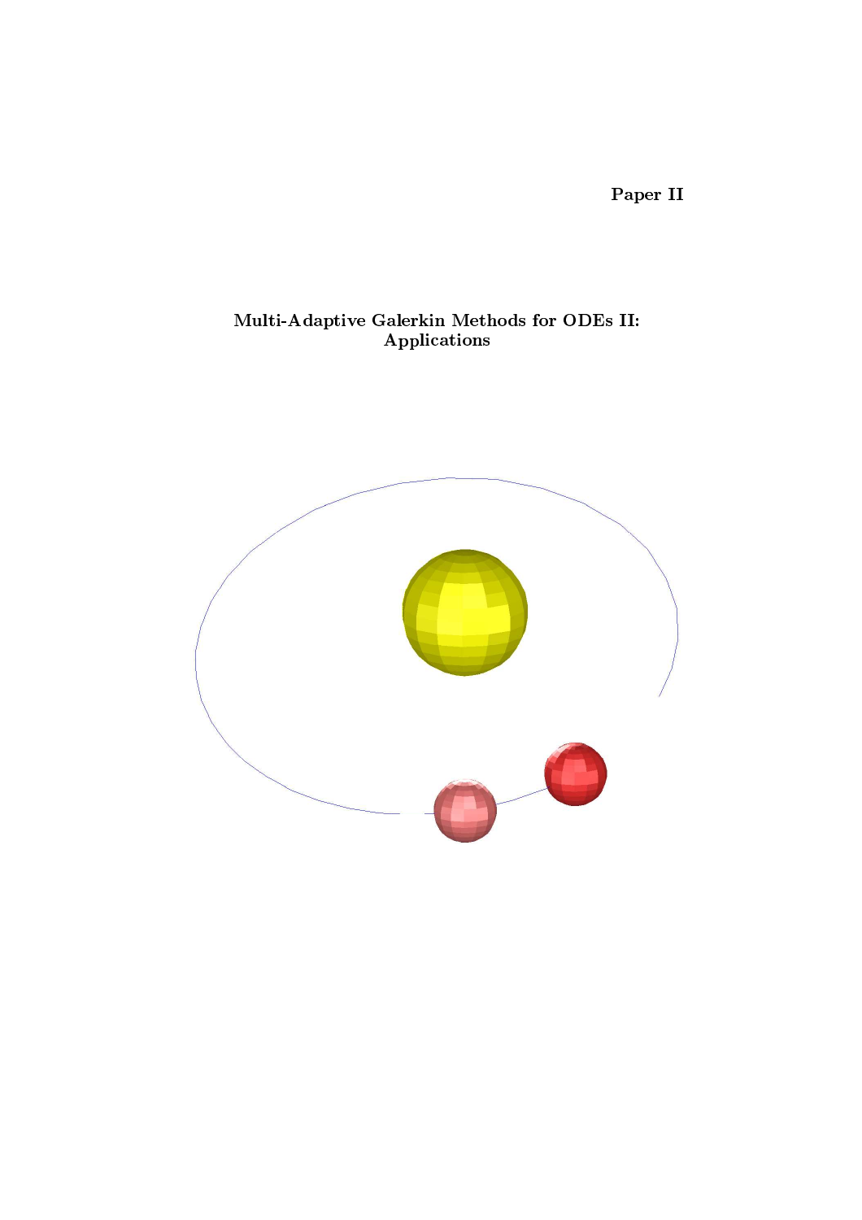**Paper II**

# Multi-Adaptive Galerkin Methods for ODEs II: Applications